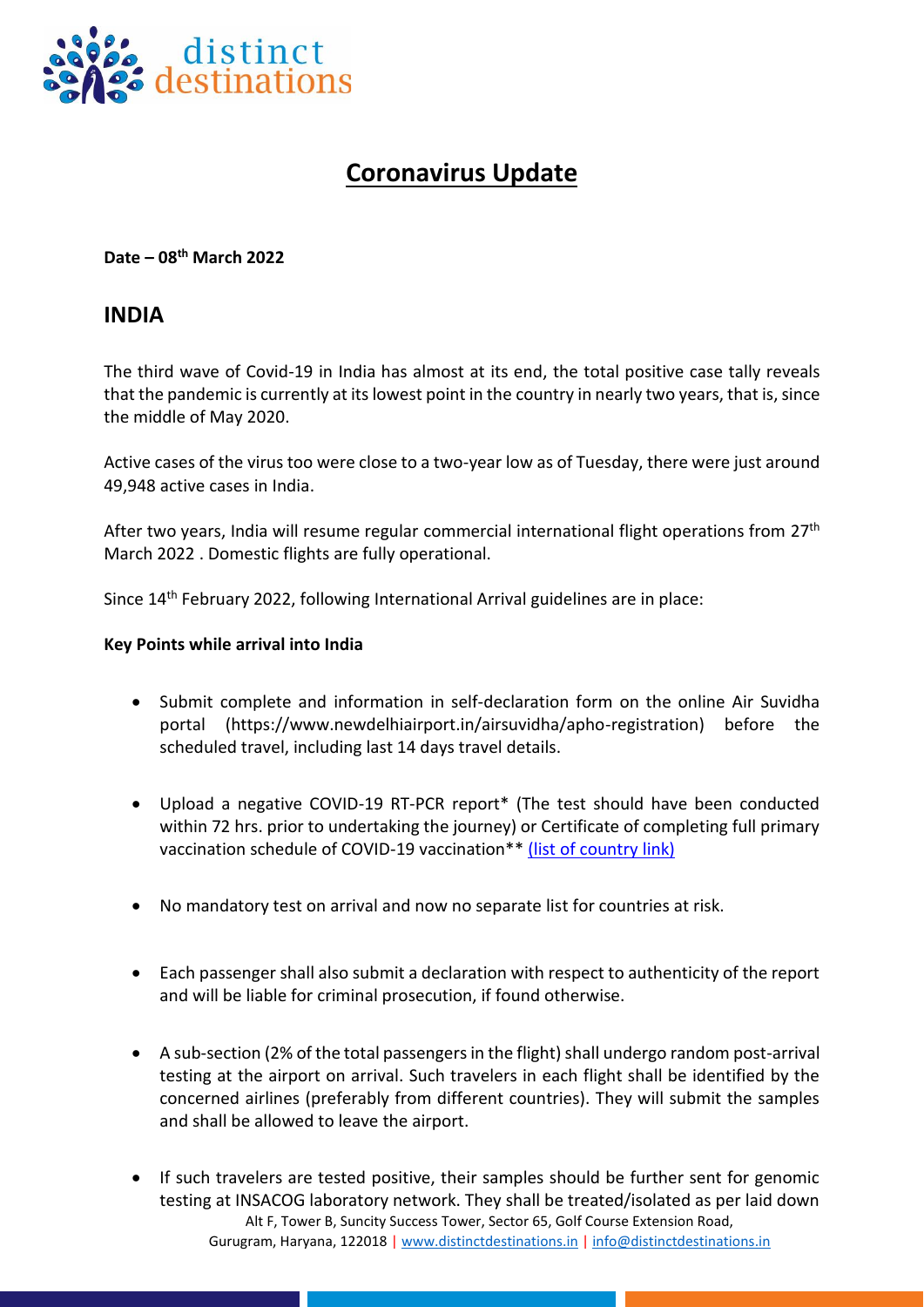# Coronavirus Update

**Date – 08th March 2022**

## INDIA

The third wave of Covid-19 in India has almost at its end, the total positive case tally reveals that the pandemic is currently at its lowest point in the country in nearly two years, that is, since the middle of May 2020.

Active cases of the virus too were close to a two-year low as of Tuesday, there were just around 49,948 active cases in India.

After two years, India will resume regular commercial international flight operations from 27th March 2022 . Domestic flights are fully operational.

Since 14th February 2022, following International Arrival guidelines are in place:

**Key Points while arrival into India**

- Submit complete and information in self-declaration form on the online Air Suvidha portal (https://www.newdelhiairport.in/airsuvidha/apho-registration) before the scheduled travel, including last 14 days travel details.

- Upload a negative COVID-19 RT-PCR report* (The test should have been conducted within 72 hrs. prior to undertaking the journey) or Certificate of completing full primary vaccination schedule of COVID-19 vaccination** (list of country link)

- No mandatory test on arrival and now no separate list for countries at risk.

- Each passenger shall also submit a declaration with respect to authenticity of the report and will be liable for criminal prosecution, if found otherwise.

- A sub-section (2% of the total passengers in the flight) shall undergo random post-arrival testing at the airport on arrival. Such travelers in each flight shall be identified by the concerned airlines (preferably from different countries). They will submit the samples and shall be allowed to leave the airport.

- If such travelers are tested positive, their samples should be further sent for genomic testing at INSACOG laboratory network. They shall be treated/isolated as per laid down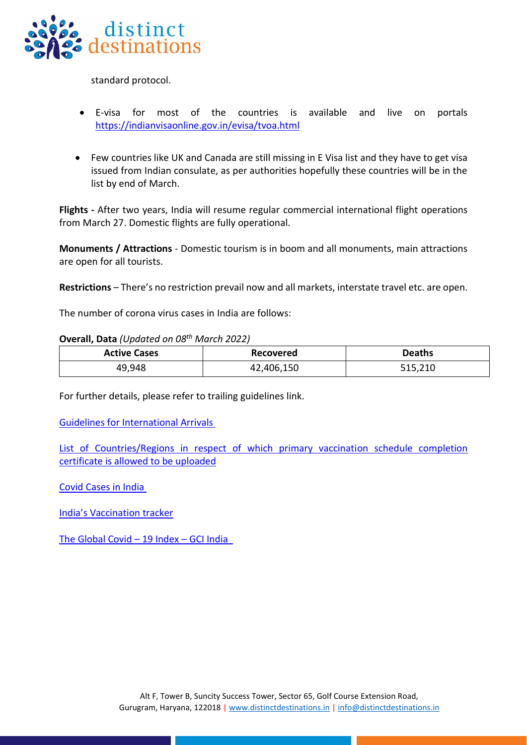standard protocol.

- E-visa for most of the countries is available and live on portals https://indianvisaonline.gov.in/evisa/tvoa.html

- Few countries like UK and Canada are still missing in E Visa list and they have to get visa issued from Indian consulate, as per authorities hopefully these countries will be in the list by end of March.

**Flights -** After two years, India will resume regular commercial international flight operations from March 27. Domestic flights are fully operational.

**Monuments / Attractions** - Domestic tourism is in boom and all monuments, main attractions are open for all tourists.

**Restrictions** – There's no restriction prevail now and all markets, interstate travel etc. are open.

The number of corona virus cases in India are follows:

**Overall, Data** *(Updated on 08th March 2022)*

| Active Cases | Recovered | Deaths |
|---|---|---|
| 49,948 | 42,406,150 | 515,210 |

For further details, please refer to trailing guidelines link.

Guidelines for International Arrivals

List of Countries/Regions in respect of which primary vaccination schedule completion certificate is allowed to be uploaded

Covid Cases in India

India's Vaccination tracker

The Global Covid – 19 Index – GCI India